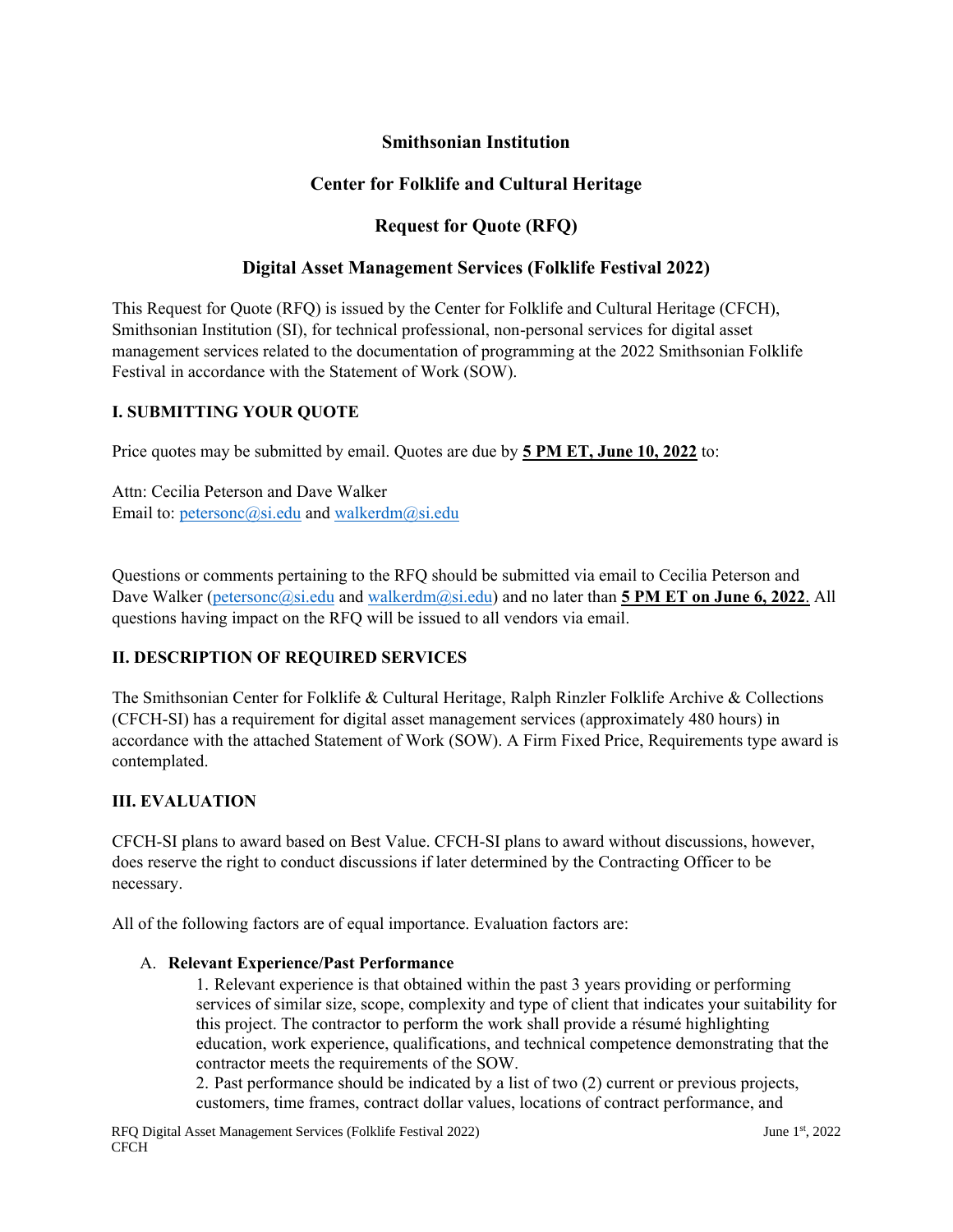# Smithsonian Institution

## Center for Folklife and Cultural Heritage

## Request for Quote (RFQ)

## Digital Asset Management Services (Folklife Festival 2022)

This Request for Quote (RFQ) is issued by the Center for Folklife and Cultural Heritage (CFCH), Smithsonian Institution (SI), for technical professional, non-personal services for digital asset management services related to the documentation of programming at the 2022 Smithsonian Folklife Festival in accordance with the Statement of Work (SOW).

### I. SUBMITTING YOUR QUOTE

Price quotes may be submitted by email. Quotes are due by **5 PM ET, June 10, 2022** to:

Attn: Cecilia Peterson and Dave Walker
Email to: petersonc@si.edu and walkerdm@si.edu

Questions or comments pertaining to the RFQ should be submitted via email to Cecilia Peterson and Dave Walker (petersonc@si.edu and walkerdm@si.edu) and no later than **5 PM ET on June 6, 2022**. All questions having impact on the RFQ will be issued to all vendors via email.

### II. DESCRIPTION OF REQUIRED SERVICES

The Smithsonian Center for Folklife & Cultural Heritage, Ralph Rinzler Folklife Archive & Collections (CFCH-SI) has a requirement for digital asset management services (approximately 480 hours) in accordance with the attached Statement of Work (SOW). A Firm Fixed Price, Requirements type award is contemplated.

### III. EVALUATION

CFCH-SI plans to award based on Best Value. CFCH-SI plans to award without discussions, however, does reserve the right to conduct discussions if later determined by the Contracting Officer to be necessary.

All of the following factors are of equal importance. Evaluation factors are:

A. **Relevant Experience/Past Performance**

1. Relevant experience is that obtained within the past 3 years providing or performing services of similar size, scope, complexity and type of client that indicates your suitability for this project. The contractor to perform the work shall provide a résumé highlighting education, work experience, qualifications, and technical competence demonstrating that the contractor meets the requirements of the SOW.
2. Past performance should be indicated by a list of two (2) current or previous projects, customers, time frames, contract dollar values, locations of contract performance, and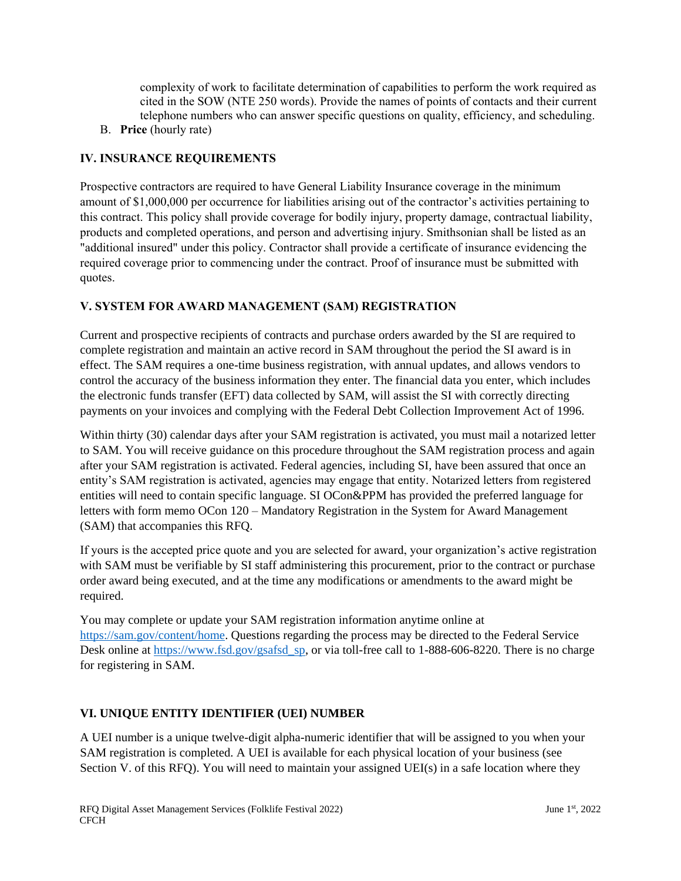complexity of work to facilitate determination of capabilities to perform the work required as cited in the SOW (NTE 250 words). Provide the names of points of contacts and their current telephone numbers who can answer specific questions on quality, efficiency, and scheduling.

B. **Price** (hourly rate)

## IV. INSURANCE REQUIREMENTS

Prospective contractors are required to have General Liability Insurance coverage in the minimum amount of $1,000,000 per occurrence for liabilities arising out of the contractor's activities pertaining to this contract. This policy shall provide coverage for bodily injury, property damage, contractual liability, products and completed operations, and person and advertising injury. Smithsonian shall be listed as an "additional insured" under this policy. Contractor shall provide a certificate of insurance evidencing the required coverage prior to commencing under the contract. Proof of insurance must be submitted with quotes.

## V. SYSTEM FOR AWARD MANAGEMENT (SAM) REGISTRATION

Current and prospective recipients of contracts and purchase orders awarded by the SI are required to complete registration and maintain an active record in SAM throughout the period the SI award is in effect. The SAM requires a one-time business registration, with annual updates, and allows vendors to control the accuracy of the business information they enter. The financial data you enter, which includes the electronic funds transfer (EFT) data collected by SAM, will assist the SI with correctly directing payments on your invoices and complying with the Federal Debt Collection Improvement Act of 1996.

Within thirty (30) calendar days after your SAM registration is activated, you must mail a notarized letter to SAM. You will receive guidance on this procedure throughout the SAM registration process and again after your SAM registration is activated. Federal agencies, including SI, have been assured that once an entity's SAM registration is activated, agencies may engage that entity. Notarized letters from registered entities will need to contain specific language. SI OCon&PPM has provided the preferred language for letters with form memo OCon 120 – Mandatory Registration in the System for Award Management (SAM) that accompanies this RFQ.

If yours is the accepted price quote and you are selected for award, your organization's active registration with SAM must be verifiable by SI staff administering this procurement, prior to the contract or purchase order award being executed, and at the time any modifications or amendments to the award might be required.

You may complete or update your SAM registration information anytime online at https://sam.gov/content/home. Questions regarding the process may be directed to the Federal Service Desk online at https://www.fsd.gov/gsafsd_sp, or via toll-free call to 1-888-606-8220. There is no charge for registering in SAM.

## VI. UNIQUE ENTITY IDENTIFIER (UEI) NUMBER

A UEI number is a unique twelve-digit alpha-numeric identifier that will be assigned to you when your SAM registration is completed. A UEI is available for each physical location of your business (see Section V. of this RFQ). You will need to maintain your assigned UEI(s) in a safe location where they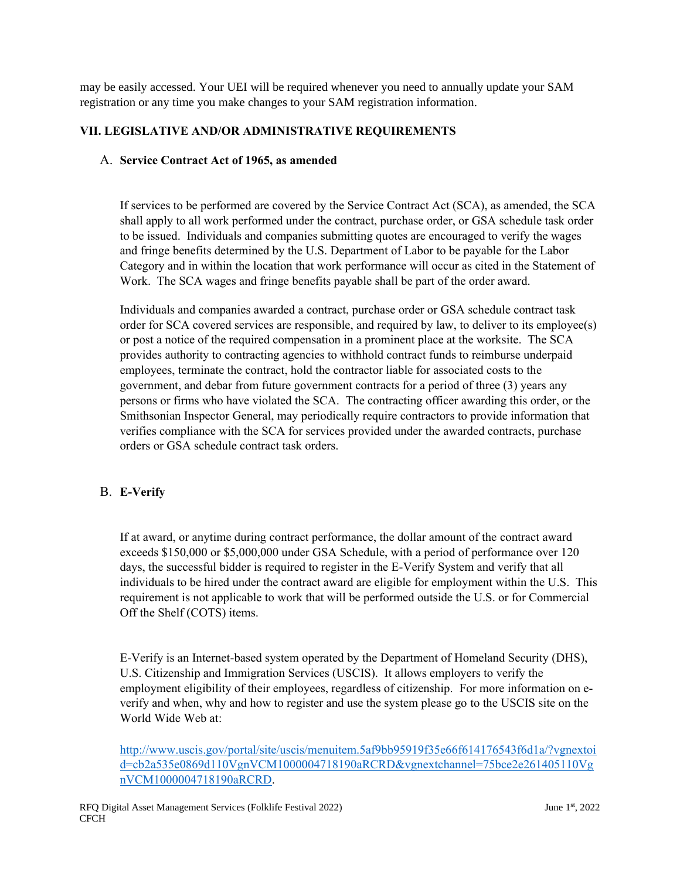may be easily accessed. Your UEI will be required whenever you need to annually update your SAM registration or any time you make changes to your SAM registration information.

## VII. LEGISLATIVE AND/OR ADMINISTRATIVE REQUIREMENTS

### A. Service Contract Act of 1965, as amended

If services to be performed are covered by the Service Contract Act (SCA), as amended, the SCA shall apply to all work performed under the contract, purchase order, or GSA schedule task order to be issued. Individuals and companies submitting quotes are encouraged to verify the wages and fringe benefits determined by the U.S. Department of Labor to be payable for the Labor Category and in within the location that work performance will occur as cited in the Statement of Work. The SCA wages and fringe benefits payable shall be part of the order award.

Individuals and companies awarded a contract, purchase order or GSA schedule contract task order for SCA covered services are responsible, and required by law, to deliver to its employee(s) or post a notice of the required compensation in a prominent place at the worksite. The SCA provides authority to contracting agencies to withhold contract funds to reimburse underpaid employees, terminate the contract, hold the contractor liable for associated costs to the government, and debar from future government contracts for a period of three (3) years any persons or firms who have violated the SCA. The contracting officer awarding this order, or the Smithsonian Inspector General, may periodically require contractors to provide information that verifies compliance with the SCA for services provided under the awarded contracts, purchase orders or GSA schedule contract task orders.

### B. E-Verify

If at award, or anytime during contract performance, the dollar amount of the contract award exceeds $150,000 or $5,000,000 under GSA Schedule, with a period of performance over 120 days, the successful bidder is required to register in the E-Verify System and verify that all individuals to be hired under the contract award are eligible for employment within the U.S. This requirement is not applicable to work that will be performed outside the U.S. or for Commercial Off the Shelf (COTS) items.

E-Verify is an Internet-based system operated by the Department of Homeland Security (DHS), U.S. Citizenship and Immigration Services (USCIS). It allows employers to verify the employment eligibility of their employees, regardless of citizenship. For more information on e-verify and when, why and how to register and use the system please go to the USCIS site on the World Wide Web at:

[http://www.uscis.gov/portal/site/uscis/menuitem.5af9bb95919f35e66f614176543f6d1a/?vgnextoid=cb2a535e0869d110VgnVCM1000004718190aRCRD&vgnextchannel=75bce2e261405110VgnVCM1000004718190aRCRD](http://www.uscis.gov/portal/site/uscis/menuitem.5af9bb95919f35e66f614176543f6d1a/?vgnextoid=cb2a535e0869d110VgnVCM1000004718190aRCRD&vgnextchannel=75bce2e261405110VgnVCM1000004718190aRCRD).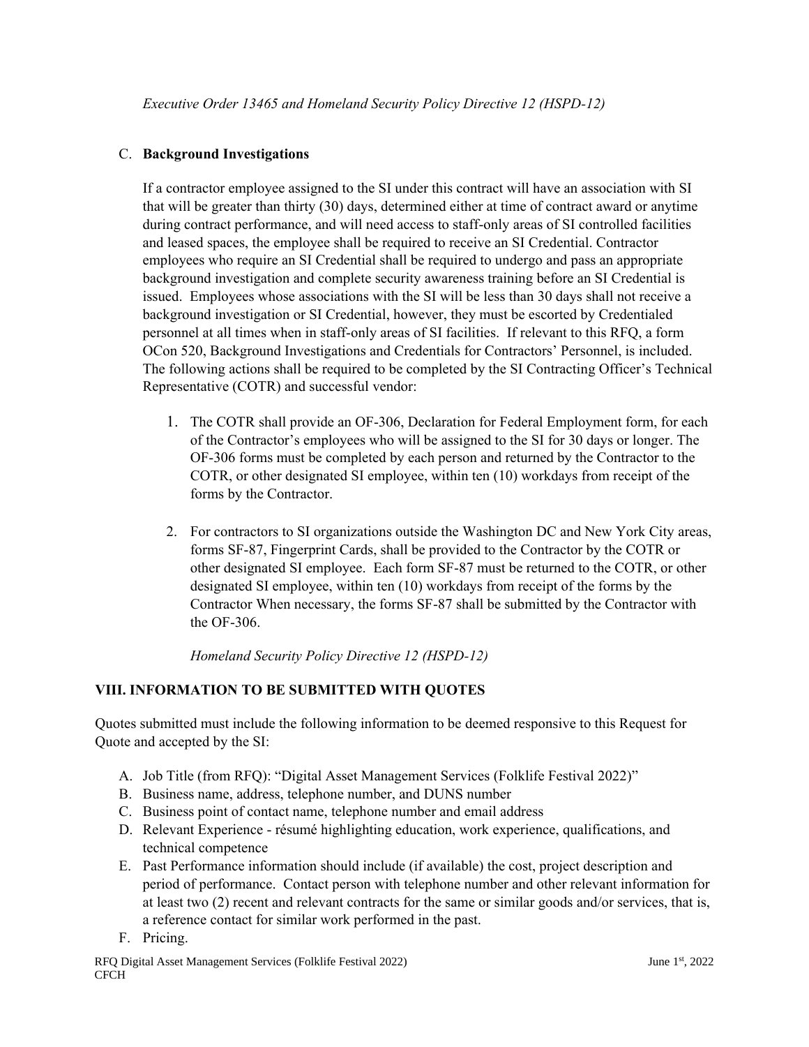*Executive Order 13465 and Homeland Security Policy Directive 12 (HSPD-12)*

C. **Background Investigations**

If a contractor employee assigned to the SI under this contract will have an association with SI that will be greater than thirty (30) days, determined either at time of contract award or anytime during contract performance, and will need access to staff-only areas of SI controlled facilities and leased spaces, the employee shall be required to receive an SI Credential. Contractor employees who require an SI Credential shall be required to undergo and pass an appropriate background investigation and complete security awareness training before an SI Credential is issued. Employees whose associations with the SI will be less than 30 days shall not receive a background investigation or SI Credential, however, they must be escorted by Credentialed personnel at all times when in staff-only areas of SI facilities. If relevant to this RFQ, a form OCon 520, Background Investigations and Credentials for Contractors' Personnel, is included. The following actions shall be required to be completed by the SI Contracting Officer's Technical Representative (COTR) and successful vendor:

1. The COTR shall provide an OF-306, Declaration for Federal Employment form, for each of the Contractor's employees who will be assigned to the SI for 30 days or longer. The OF-306 forms must be completed by each person and returned by the Contractor to the COTR, or other designated SI employee, within ten (10) workdays from receipt of the forms by the Contractor.

2. For contractors to SI organizations outside the Washington DC and New York City areas, forms SF-87, Fingerprint Cards, shall be provided to the Contractor by the COTR or other designated SI employee. Each form SF-87 must be returned to the COTR, or other designated SI employee, within ten (10) workdays from receipt of the forms by the Contractor When necessary, the forms SF-87 shall be submitted by the Contractor with the OF-306.

*Homeland Security Policy Directive 12 (HSPD-12)*

## VIII. INFORMATION TO BE SUBMITTED WITH QUOTES

Quotes submitted must include the following information to be deemed responsive to this Request for Quote and accepted by the SI:

A. Job Title (from RFQ): "Digital Asset Management Services (Folklife Festival 2022)"
B. Business name, address, telephone number, and DUNS number
C. Business point of contact name, telephone number and email address
D. Relevant Experience - résumé highlighting education, work experience, qualifications, and technical competence
E. Past Performance information should include (if available) the cost, project description and period of performance. Contact person with telephone number and other relevant information for at least two (2) recent and relevant contracts for the same or similar goods and/or services, that is, a reference contact for similar work performed in the past.
F. Pricing.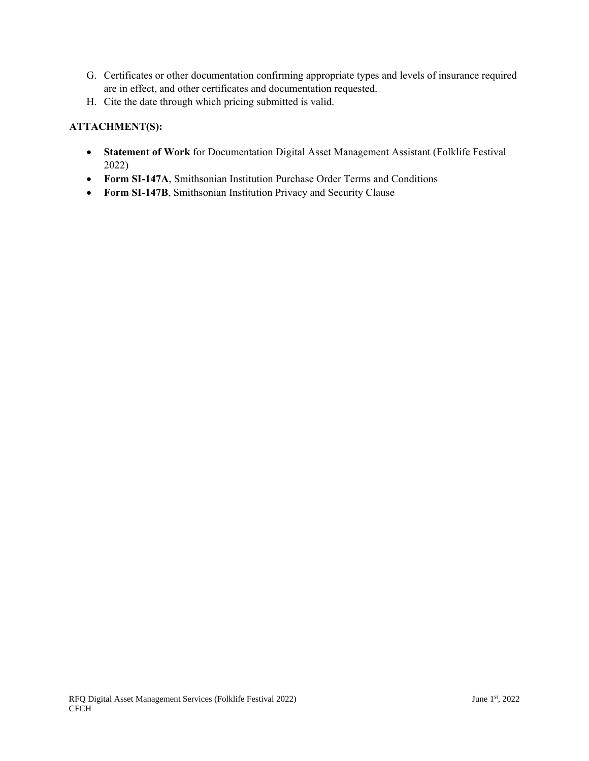G. Certificates or other documentation confirming appropriate types and levels of insurance required are in effect, and other certificates and documentation requested.
H. Cite the date through which pricing submitted is valid.

**ATTACHMENT(S):**

- **Statement of Work** for Documentation Digital Asset Management Assistant (Folklife Festival 2022)
- **Form SI-147A**, Smithsonian Institution Purchase Order Terms and Conditions
- **Form SI-147B**, Smithsonian Institution Privacy and Security Clause